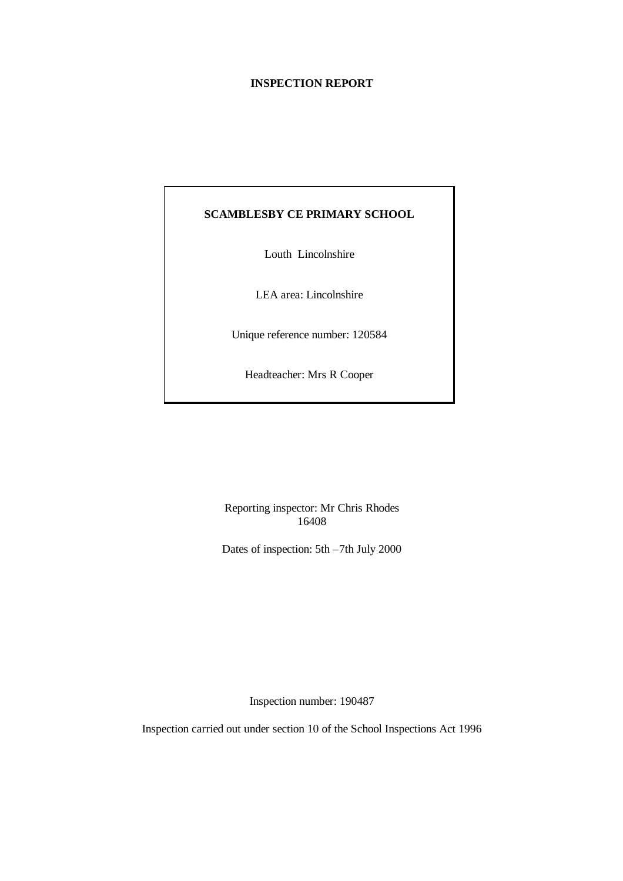# INSPECTION REPORT

**SCAMBLESBY CE PRIMARY SCHOOL**

Louth Lincolnshire

LEA area: Lincolnshire

Unique reference number: 120584

Headteacher: Mrs R Cooper

Reporting inspector: Mr Chris Rhodes
16408

Dates of inspection: 5th –7th July 2000

Inspection number: 190487

Inspection carried out under section 10 of the School Inspections Act 1996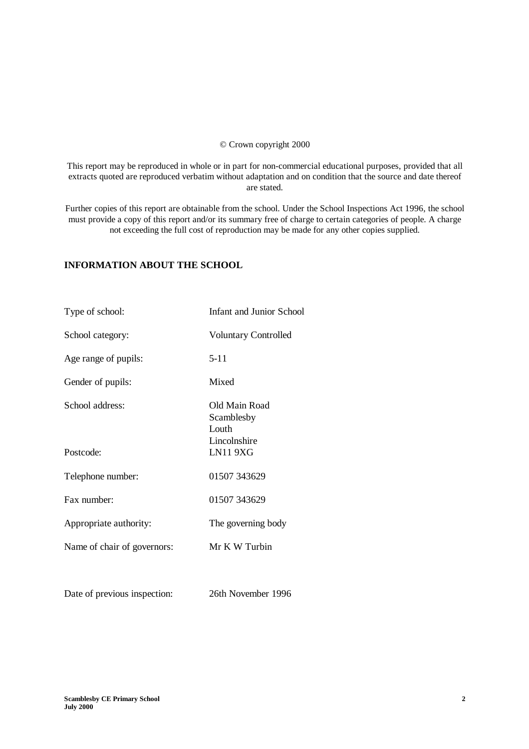© Crown copyright 2000

This report may be reproduced in whole or in part for non-commercial educational purposes, provided that all extracts quoted are reproduced verbatim without adaptation and on condition that the source and date thereof are stated.

Further copies of this report are obtainable from the school. Under the School Inspections Act 1996, the school must provide a copy of this report and/or its summary free of charge to certain categories of people. A charge not exceeding the full cost of reproduction may be made for any other copies supplied.

## INFORMATION ABOUT THE SCHOOL

| | |
|---|---|
| Type of school: | Infant and Junior School |
| School category: | Voluntary Controlled |
| Age range of pupils: | 5-11 |
| Gender of pupils: | Mixed |
| School address: | Old Main Road<br>Scamblesby<br>Louth<br>Lincolnshire |
| Postcode: | LN11 9XG |
| Telephone number: | 01507 343629 |
| Fax number: | 01507 343629 |
| Appropriate authority: | The governing body |
| Name of chair of governors: | Mr K W Turbin |
| Date of previous inspection: | 26th November 1996 |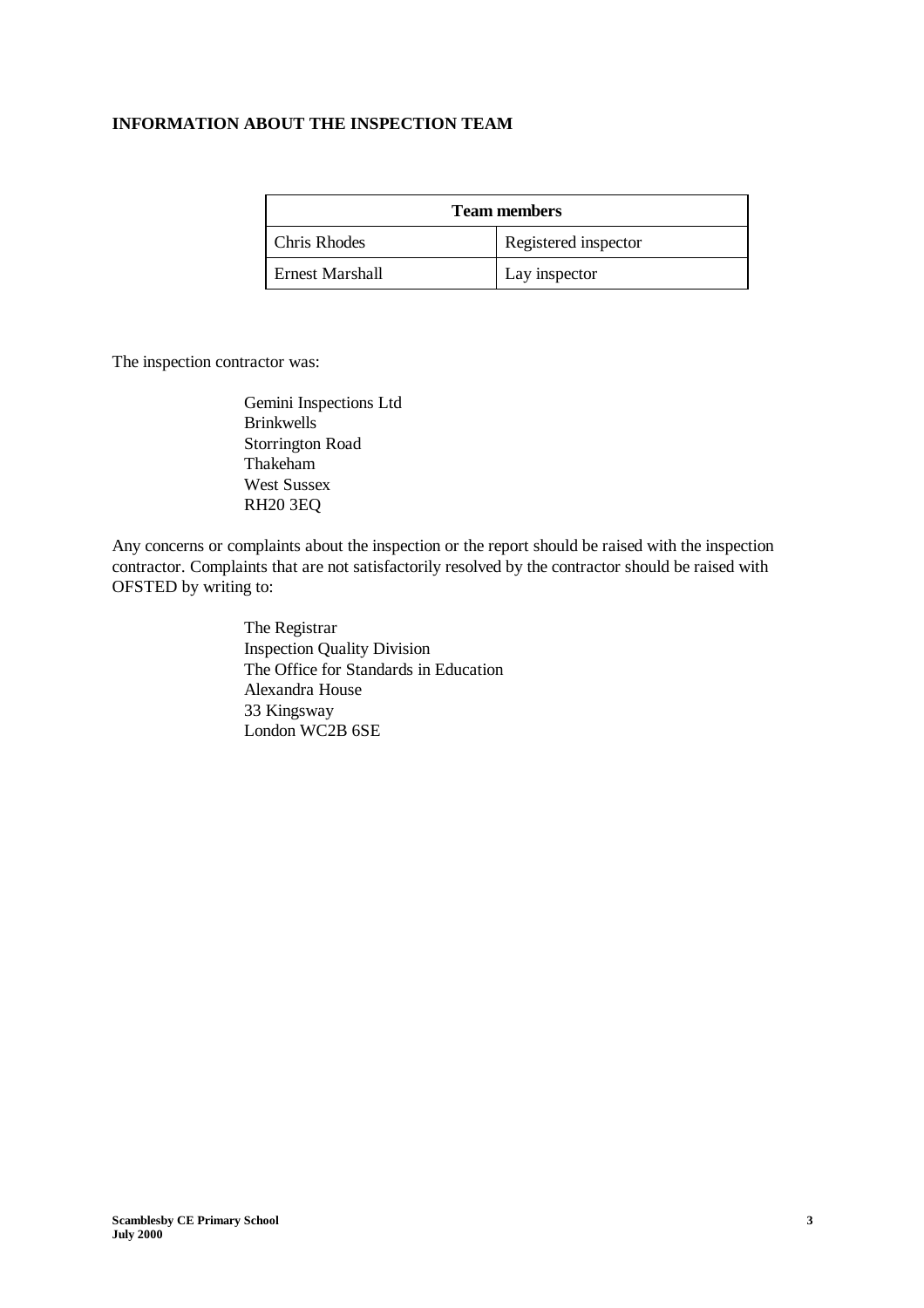**INFORMATION ABOUT THE INSPECTION TEAM**

| Team members | |
|---|---|
| Chris Rhodes | Registered inspector |
| Ernest Marshall | Lay inspector |

The inspection contractor was:

Gemini Inspections Ltd
Brinkwells
Storrington Road
Thakeham
West Sussex
RH20 3EQ

Any concerns or complaints about the inspection or the report should be raised with the inspection contractor. Complaints that are not satisfactorily resolved by the contractor should be raised with OFSTED by writing to:

The Registrar
Inspection Quality Division
The Office for Standards in Education
Alexandra House
33 Kingsway
London WC2B 6SE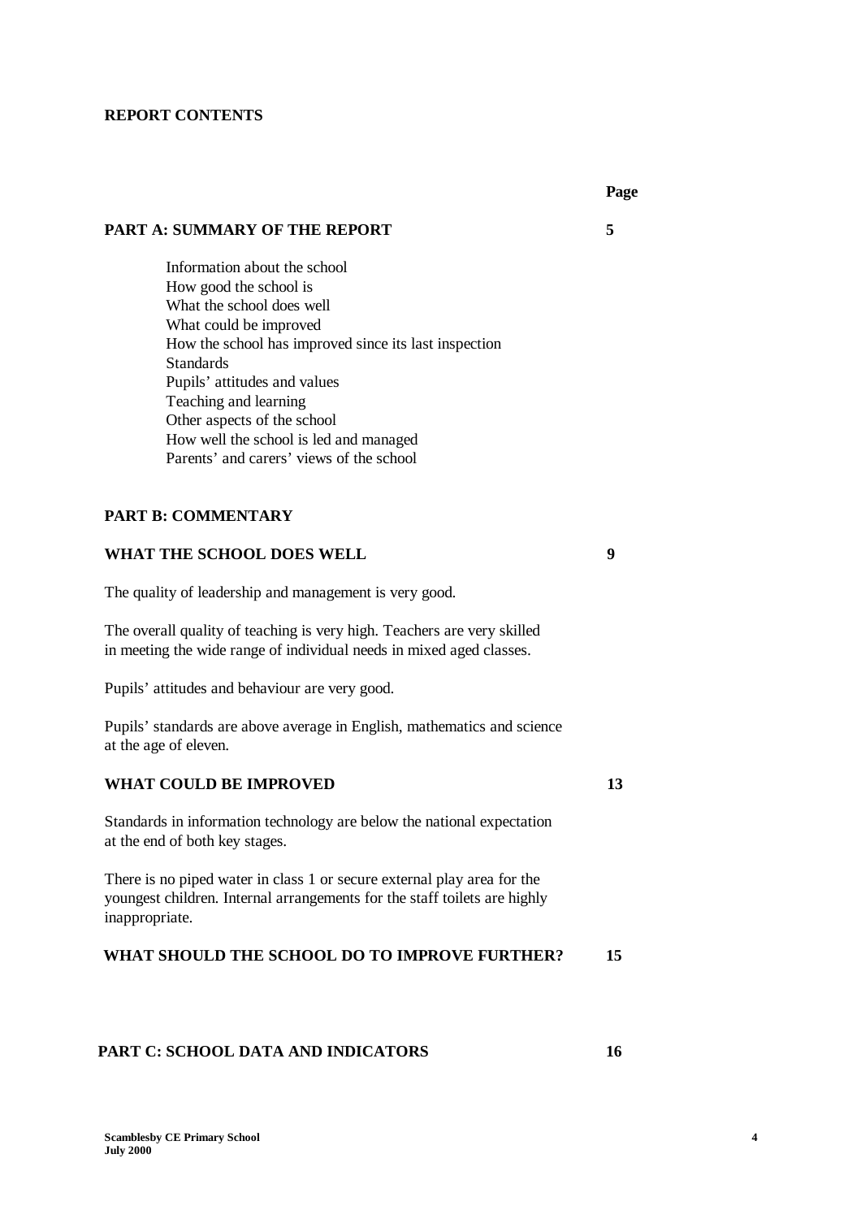**REPORT CONTENTS**

| | Page |
|---|---|
| **PART A: SUMMARY OF THE REPORT** | **5** |
| Information about the school<br>How good the school is<br>What the school does well<br>What could be improved<br>How the school has improved since its last inspection<br>Standards<br>Pupils' attitudes and values<br>Teaching and learning<br>Other aspects of the school<br>How well the school is led and managed<br>Parents' and carers' views of the school | |
| **PART B: COMMENTARY** | |
| **WHAT THE SCHOOL DOES WELL** | **9** |
| The quality of leadership and management is very good. | |
| The overall quality of teaching is very high. Teachers are very skilled in meeting the wide range of individual needs in mixed aged classes. | |
| Pupils' attitudes and behaviour are very good. | |
| Pupils' standards are above average in English, mathematics and science at the age of eleven. | |
| **WHAT COULD BE IMPROVED** | **13** |
| Standards in information technology are below the national expectation at the end of both key stages. | |
| There is no piped water in class 1 or secure external play area for the youngest children. Internal arrangements for the staff toilets are highly inappropriate. | |
| **WHAT SHOULD THE SCHOOL DO TO IMPROVE FURTHER?** | **15** |
| **PART C: SCHOOL DATA AND INDICATORS** | **16** |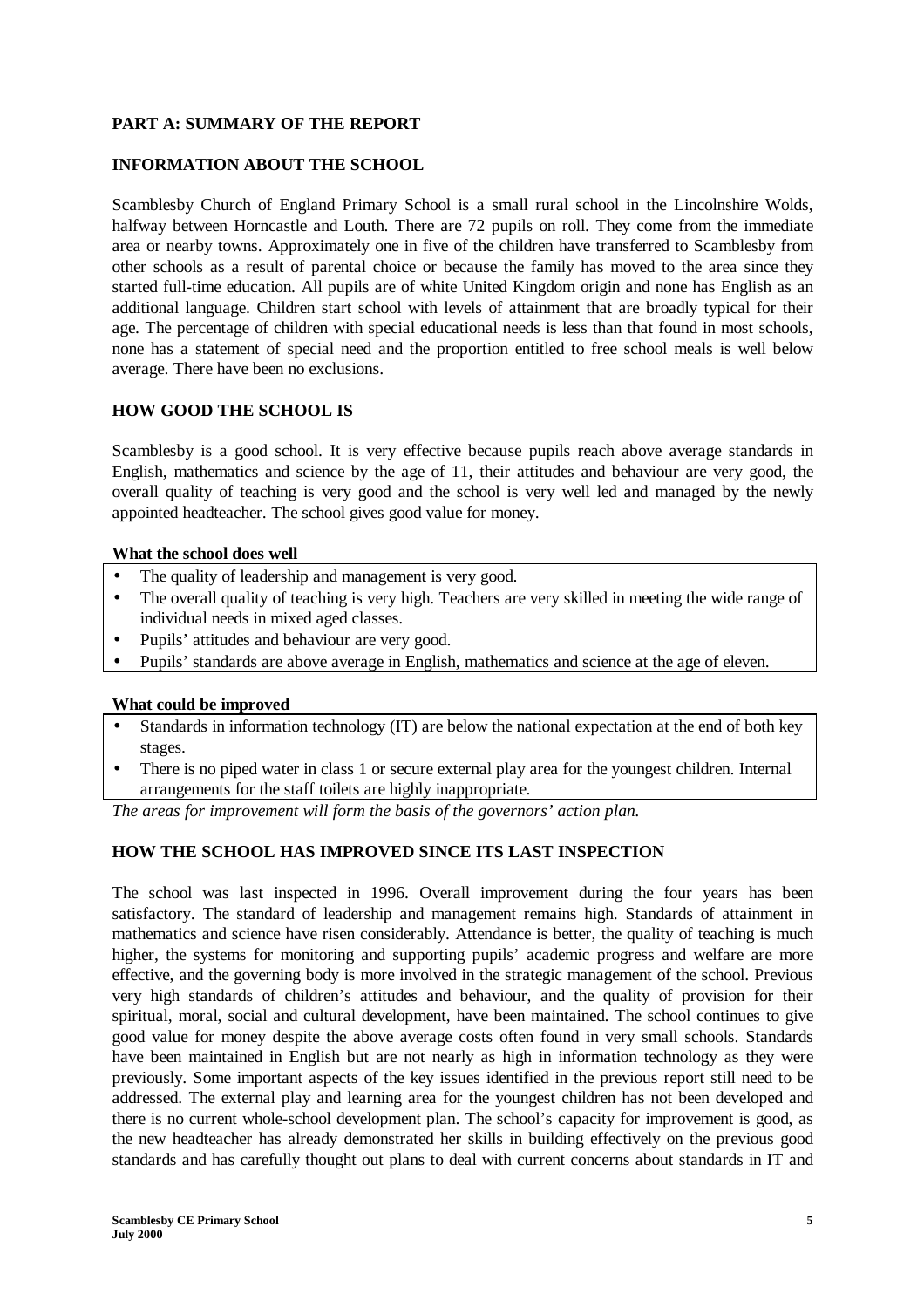## PART A: SUMMARY OF THE REPORT

### INFORMATION ABOUT THE SCHOOL

Scamblesby Church of England Primary School is a small rural school in the Lincolnshire Wolds, halfway between Horncastle and Louth. There are 72 pupils on roll. They come from the immediate area or nearby towns. Approximately one in five of the children have transferred to Scamblesby from other schools as a result of parental choice or because the family has moved to the area since they started full-time education. All pupils are of white United Kingdom origin and none has English as an additional language. Children start school with levels of attainment that are broadly typical for their age. The percentage of children with special educational needs is less than that found in most schools, none has a statement of special need and the proportion entitled to free school meals is well below average. There have been no exclusions.

### HOW GOOD THE SCHOOL IS

Scamblesby is a good school. It is very effective because pupils reach above average standards in English, mathematics and science by the age of 11, their attitudes and behaviour are very good, the overall quality of teaching is very good and the school is very well led and managed by the newly appointed headteacher. The school gives good value for money.

**What the school does well**

- The quality of leadership and management is very good.
- The overall quality of teaching is very high. Teachers are very skilled in meeting the wide range of individual needs in mixed aged classes.
- Pupils' attitudes and behaviour are very good.
- Pupils' standards are above average in English, mathematics and science at the age of eleven.

**What could be improved**

- Standards in information technology (IT) are below the national expectation at the end of both key stages.
- There is no piped water in class 1 or secure external play area for the youngest children. Internal arrangements for the staff toilets are highly inappropriate.

*The areas for improvement will form the basis of the governors' action plan.*

### HOW THE SCHOOL HAS IMPROVED SINCE ITS LAST INSPECTION

The school was last inspected in 1996. Overall improvement during the four years has been satisfactory. The standard of leadership and management remains high. Standards of attainment in mathematics and science have risen considerably. Attendance is better, the quality of teaching is much higher, the systems for monitoring and supporting pupils' academic progress and welfare are more effective, and the governing body is more involved in the strategic management of the school. Previous very high standards of children's attitudes and behaviour, and the quality of provision for their spiritual, moral, social and cultural development, have been maintained. The school continues to give good value for money despite the above average costs often found in very small schools. Standards have been maintained in English but are not nearly as high in information technology as they were previously. Some important aspects of the key issues identified in the previous report still need to be addressed. The external play and learning area for the youngest children has not been developed and there is no current whole-school development plan. The school's capacity for improvement is good, as the new headteacher has already demonstrated her skills in building effectively on the previous good standards and has carefully thought out plans to deal with current concerns about standards in IT and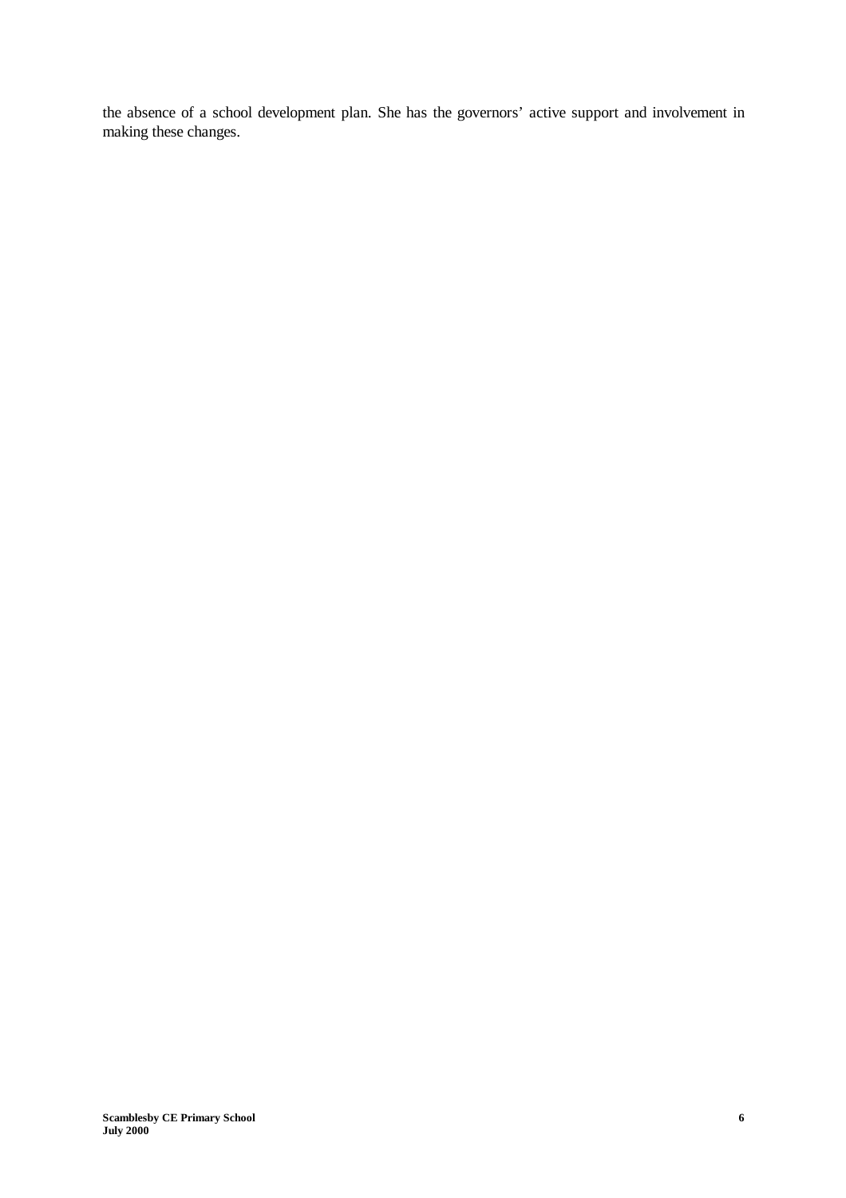the absence of a school development plan. She has the governors' active support and involvement in making these changes.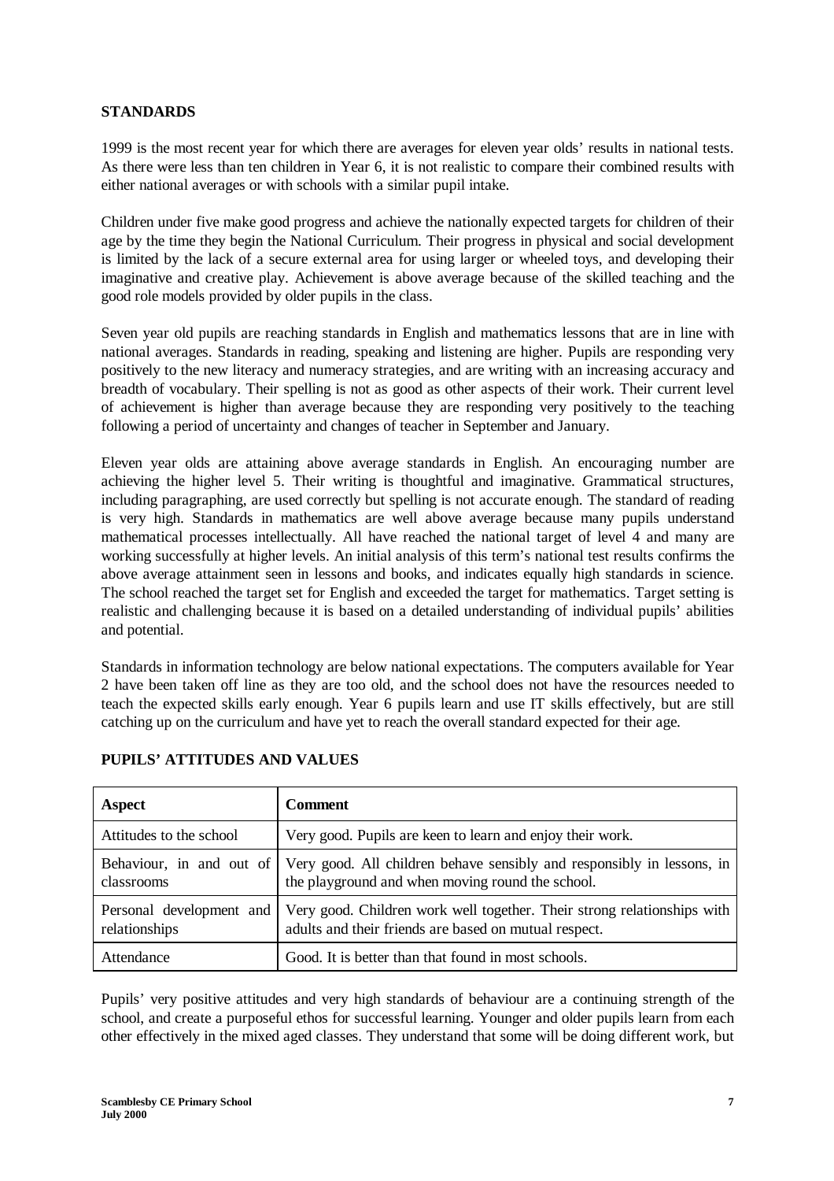## STANDARDS

1999 is the most recent year for which there are averages for eleven year olds' results in national tests. As there were less than ten children in Year 6, it is not realistic to compare their combined results with either national averages or with schools with a similar pupil intake.

Children under five make good progress and achieve the nationally expected targets for children of their age by the time they begin the National Curriculum. Their progress in physical and social development is limited by the lack of a secure external area for using larger or wheeled toys, and developing their imaginative and creative play. Achievement is above average because of the skilled teaching and the good role models provided by older pupils in the class.

Seven year old pupils are reaching standards in English and mathematics lessons that are in line with national averages. Standards in reading, speaking and listening are higher. Pupils are responding very positively to the new literacy and numeracy strategies, and are writing with an increasing accuracy and breadth of vocabulary. Their spelling is not as good as other aspects of their work. Their current level of achievement is higher than average because they are responding very positively to the teaching following a period of uncertainty and changes of teacher in September and January.

Eleven year olds are attaining above average standards in English. An encouraging number are achieving the higher level 5. Their writing is thoughtful and imaginative. Grammatical structures, including paragraphing, are used correctly but spelling is not accurate enough. The standard of reading is very high. Standards in mathematics are well above average because many pupils understand mathematical processes intellectually. All have reached the national target of level 4 and many are working successfully at higher levels. An initial analysis of this term's national test results confirms the above average attainment seen in lessons and books, and indicates equally high standards in science. The school reached the target set for English and exceeded the target for mathematics. Target setting is realistic and challenging because it is based on a detailed understanding of individual pupils' abilities and potential.

Standards in information technology are below national expectations. The computers available for Year 2 have been taken off line as they are too old, and the school does not have the resources needed to teach the expected skills early enough. Year 6 pupils learn and use IT skills effectively, but are still catching up on the curriculum and have yet to reach the overall standard expected for their age.

## PUPILS' ATTITUDES AND VALUES

| Aspect | Comment |
|---|---|
| Attitudes to the school | Very good. Pupils are keen to learn and enjoy their work. |
| Behaviour, in and out of classrooms | Very good. All children behave sensibly and responsibly in lessons, in the playground and when moving round the school. |
| Personal development and relationships | Very good. Children work well together. Their strong relationships with adults and their friends are based on mutual respect. |
| Attendance | Good. It is better than that found in most schools. |

Pupils' very positive attitudes and very high standards of behaviour are a continuing strength of the school, and create a purposeful ethos for successful learning. Younger and older pupils learn from each other effectively in the mixed aged classes. They understand that some will be doing different work, but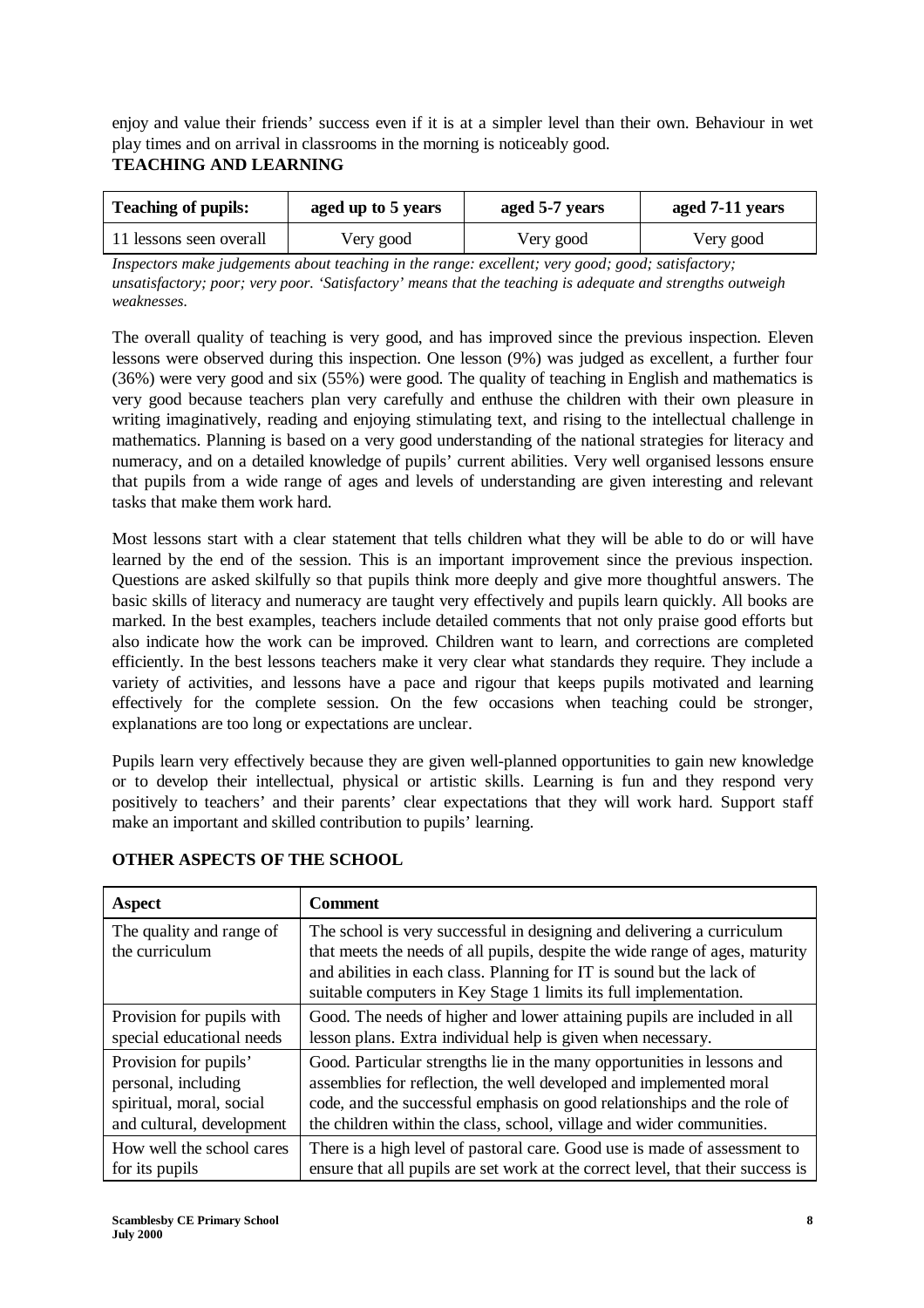enjoy and value their friends' success even if it is at a simpler level than their own. Behaviour in wet play times and on arrival in classrooms in the morning is noticeably good.

**TEACHING AND LEARNING**

| Teaching of pupils: | aged up to 5 years | aged 5-7 years | aged 7-11 years |
|---|---|---|---|
| 11 lessons seen overall | Very good | Very good | Very good |

*Inspectors make judgements about teaching in the range: excellent; very good; good; satisfactory; unsatisfactory; poor; very poor. 'Satisfactory' means that the teaching is adequate and strengths outweigh weaknesses.*

The overall quality of teaching is very good, and has improved since the previous inspection. Eleven lessons were observed during this inspection. One lesson (9%) was judged as excellent, a further four (36%) were very good and six (55%) were good. The quality of teaching in English and mathematics is very good because teachers plan very carefully and enthuse the children with their own pleasure in writing imaginatively, reading and enjoying stimulating text, and rising to the intellectual challenge in mathematics. Planning is based on a very good understanding of the national strategies for literacy and numeracy, and on a detailed knowledge of pupils' current abilities. Very well organised lessons ensure that pupils from a wide range of ages and levels of understanding are given interesting and relevant tasks that make them work hard.

Most lessons start with a clear statement that tells children what they will be able to do or will have learned by the end of the session. This is an important improvement since the previous inspection. Questions are asked skilfully so that pupils think more deeply and give more thoughtful answers. The basic skills of literacy and numeracy are taught very effectively and pupils learn quickly. All books are marked. In the best examples, teachers include detailed comments that not only praise good efforts but also indicate how the work can be improved. Children want to learn, and corrections are completed efficiently. In the best lessons teachers make it very clear what standards they require. They include a variety of activities, and lessons have a pace and rigour that keeps pupils motivated and learning effectively for the complete session. On the few occasions when teaching could be stronger, explanations are too long or expectations are unclear.

Pupils learn very effectively because they are given well-planned opportunities to gain new knowledge or to develop their intellectual, physical or artistic skills. Learning is fun and they respond very positively to teachers' and their parents' clear expectations that they will work hard. Support staff make an important and skilled contribution to pupils' learning.

**OTHER ASPECTS OF THE SCHOOL**

| Aspect | Comment |
|---|---|
| The quality and range of the curriculum | The school is very successful in designing and delivering a curriculum that meets the needs of all pupils, despite the wide range of ages, maturity and abilities in each class. Planning for IT is sound but the lack of suitable computers in Key Stage 1 limits its full implementation. |
| Provision for pupils with special educational needs | Good. The needs of higher and lower attaining pupils are included in all lesson plans. Extra individual help is given when necessary. |
| Provision for pupils' personal, including spiritual, moral, social and cultural, development | Good. Particular strengths lie in the many opportunities in lessons and assemblies for reflection, the well developed and implemented moral code, and the successful emphasis on good relationships and the role of the children within the class, school, village and wider communities. |
| How well the school cares for its pupils | There is a high level of pastoral care. Good use is made of assessment to ensure that all pupils are set work at the correct level, that their success is |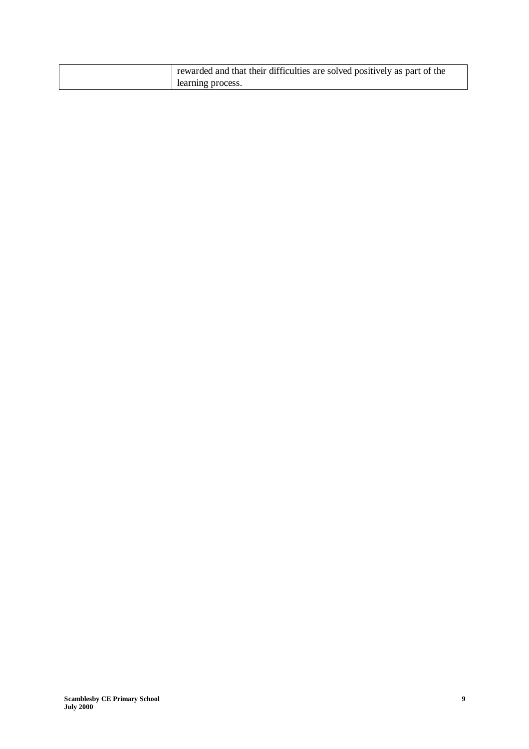| | |
|---|---|
| | rewarded and that their difficulties are solved positively as part of the learning process. |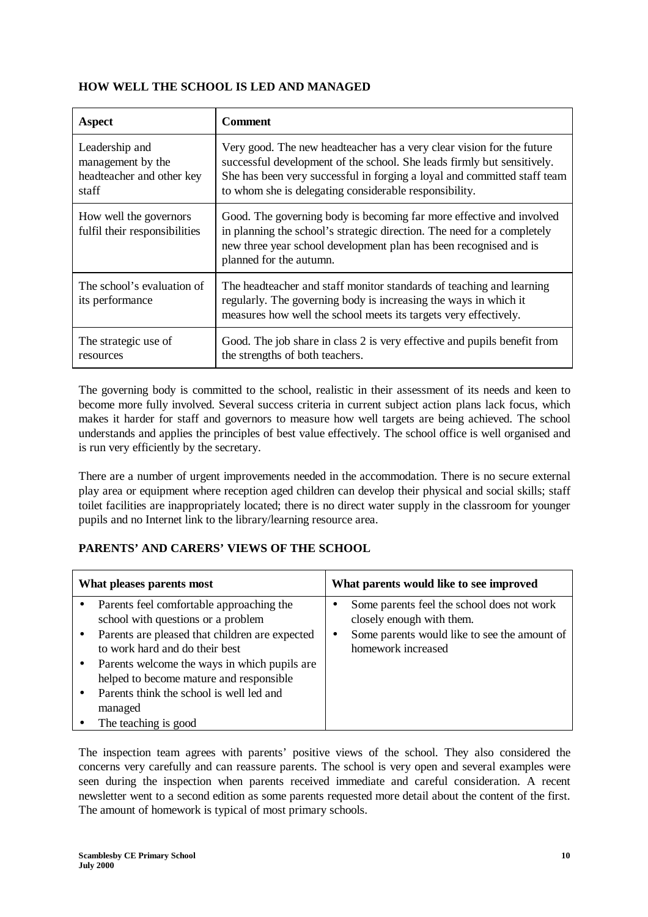## HOW WELL THE SCHOOL IS LED AND MANAGED

| Aspect | Comment |
|---|---|
| Leadership and management by the headteacher and other key staff | Very good. The new headteacher has a very clear vision for the future successful development of the school. She leads firmly but sensitively. She has been very successful in forging a loyal and committed staff team to whom she is delegating considerable responsibility. |
| How well the governors fulfil their responsibilities | Good. The governing body is becoming far more effective and involved in planning the school's strategic direction. The need for a completely new three year school development plan has been recognised and is planned for the autumn. |
| The school's evaluation of its performance | The headteacher and staff monitor standards of teaching and learning regularly. The governing body is increasing the ways in which it measures how well the school meets its targets very effectively. |
| The strategic use of resources | Good. The job share in class 2 is very effective and pupils benefit from the strengths of both teachers. |

The governing body is committed to the school, realistic in their assessment of its needs and keen to become more fully involved. Several success criteria in current subject action plans lack focus, which makes it harder for staff and governors to measure how well targets are being achieved. The school understands and applies the principles of best value effectively. The school office is well organised and is run very efficiently by the secretary.

There are a number of urgent improvements needed in the accommodation. There is no secure external play area or equipment where reception aged children can develop their physical and social skills; staff toilet facilities are inappropriately located; there is no direct water supply in the classroom for younger pupils and no Internet link to the library/learning resource area.

## PARENTS' AND CARERS' VIEWS OF THE SCHOOL

| What pleases parents most | What parents would like to see improved |
|---|---|
| • Parents feel comfortable approaching the school with questions or a problem<br>• Parents are pleased that children are expected to work hard and do their best<br>• Parents welcome the ways in which pupils are helped to become mature and responsible<br>• Parents think the school is well led and managed<br>• The teaching is good | • Some parents feel the school does not work closely enough with them.<br>• Some parents would like to see the amount of homework increased |

The inspection team agrees with parents' positive views of the school. They also considered the concerns very carefully and can reassure parents. The school is very open and several examples were seen during the inspection when parents received immediate and careful consideration. A recent newsletter went to a second edition as some parents requested more detail about the content of the first. The amount of homework is typical of most primary schools.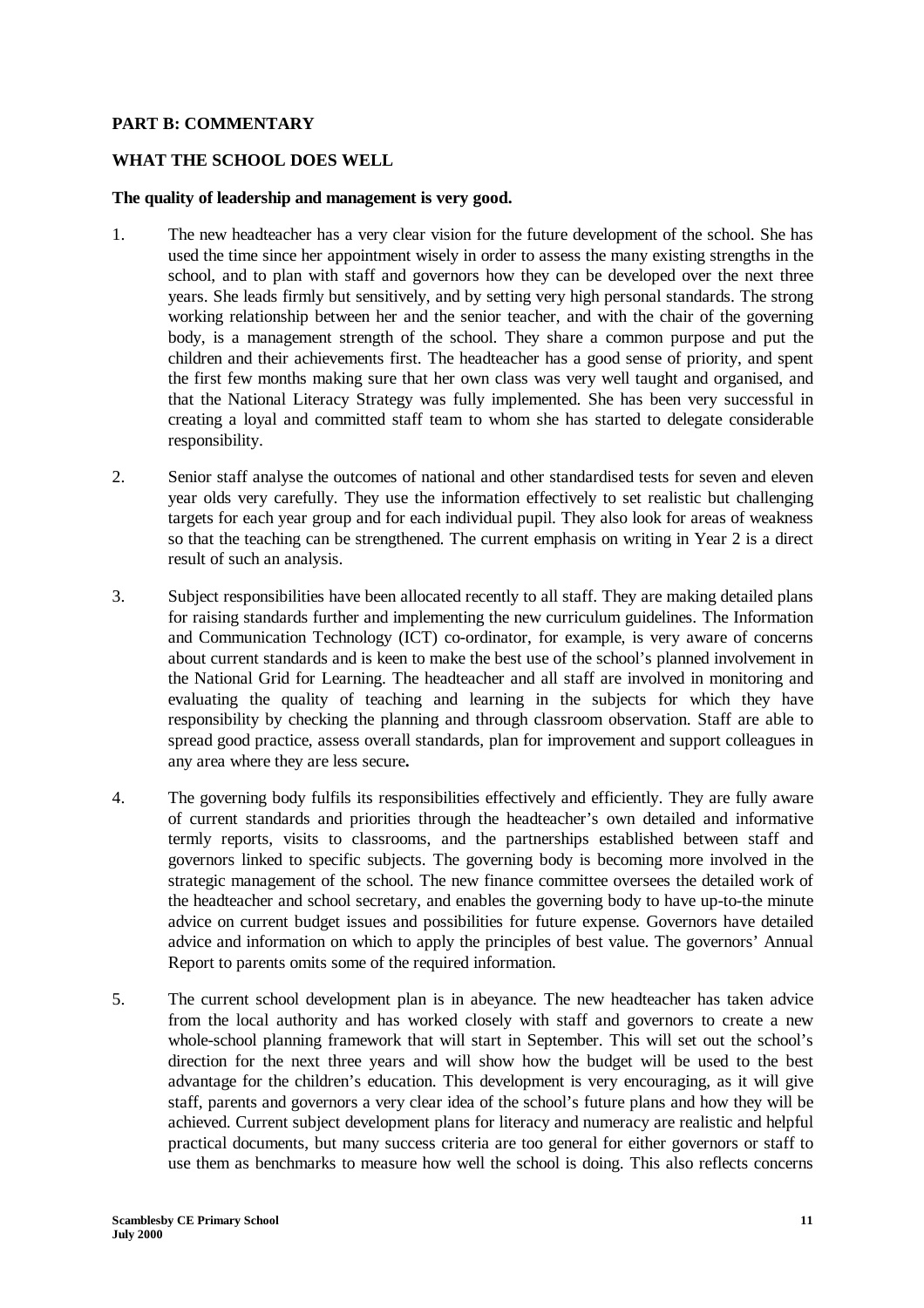## PART B: COMMENTARY

## WHAT THE SCHOOL DOES WELL

**The quality of leadership and management is very good.**

1. The new headteacher has a very clear vision for the future development of the school. She has used the time since her appointment wisely in order to assess the many existing strengths in the school, and to plan with staff and governors how they can be developed over the next three years. She leads firmly but sensitively, and by setting very high personal standards. The strong working relationship between her and the senior teacher, and with the chair of the governing body, is a management strength of the school. They share a common purpose and put the children and their achievements first. The headteacher has a good sense of priority, and spent the first few months making sure that her own class was very well taught and organised, and that the National Literacy Strategy was fully implemented. She has been very successful in creating a loyal and committed staff team to whom she has started to delegate considerable responsibility.

2. Senior staff analyse the outcomes of national and other standardised tests for seven and eleven year olds very carefully. They use the information effectively to set realistic but challenging targets for each year group and for each individual pupil. They also look for areas of weakness so that the teaching can be strengthened. The current emphasis on writing in Year 2 is a direct result of such an analysis.

3. Subject responsibilities have been allocated recently to all staff. They are making detailed plans for raising standards further and implementing the new curriculum guidelines. The Information and Communication Technology (ICT) co-ordinator, for example, is very aware of concerns about current standards and is keen to make the best use of the school's planned involvement in the National Grid for Learning. The headteacher and all staff are involved in monitoring and evaluating the quality of teaching and learning in the subjects for which they have responsibility by checking the planning and through classroom observation. Staff are able to spread good practice, assess overall standards, plan for improvement and support colleagues in any area where they are less secure.

4. The governing body fulfils its responsibilities effectively and efficiently. They are fully aware of current standards and priorities through the headteacher's own detailed and informative termly reports, visits to classrooms, and the partnerships established between staff and governors linked to specific subjects. The governing body is becoming more involved in the strategic management of the school. The new finance committee oversees the detailed work of the headteacher and school secretary, and enables the governing body to have up-to-the minute advice on current budget issues and possibilities for future expense. Governors have detailed advice and information on which to apply the principles of best value. The governors' Annual Report to parents omits some of the required information.

5. The current school development plan is in abeyance. The new headteacher has taken advice from the local authority and has worked closely with staff and governors to create a new whole-school planning framework that will start in September. This will set out the school's direction for the next three years and will show how the budget will be used to the best advantage for the children's education. This development is very encouraging, as it will give staff, parents and governors a very clear idea of the school's future plans and how they will be achieved. Current subject development plans for literacy and numeracy are realistic and helpful practical documents, but many success criteria are too general for either governors or staff to use them as benchmarks to measure how well the school is doing. This also reflects concerns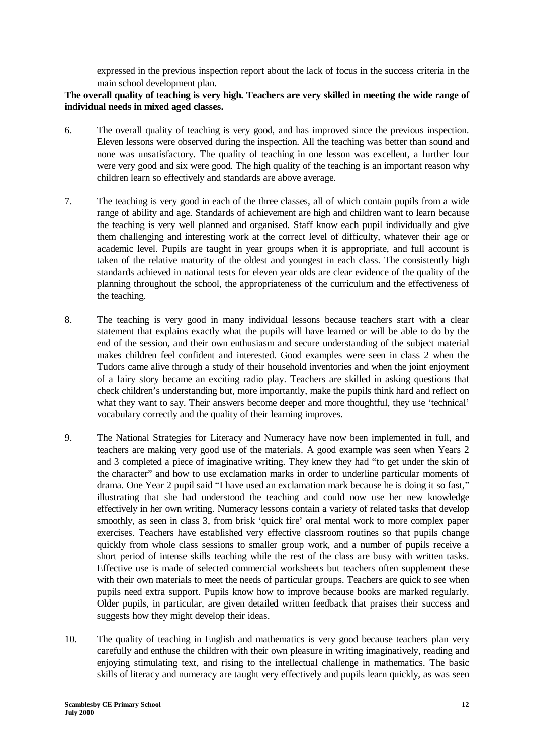expressed in the previous inspection report about the lack of focus in the success criteria in the main school development plan.

**The overall quality of teaching is very high. Teachers are very skilled in meeting the wide range of individual needs in mixed aged classes.**

6. The overall quality of teaching is very good, and has improved since the previous inspection. Eleven lessons were observed during the inspection. All the teaching was better than sound and none was unsatisfactory. The quality of teaching in one lesson was excellent, a further four were very good and six were good. The high quality of the teaching is an important reason why children learn so effectively and standards are above average.

7. The teaching is very good in each of the three classes, all of which contain pupils from a wide range of ability and age. Standards of achievement are high and children want to learn because the teaching is very well planned and organised. Staff know each pupil individually and give them challenging and interesting work at the correct level of difficulty, whatever their age or academic level. Pupils are taught in year groups when it is appropriate, and full account is taken of the relative maturity of the oldest and youngest in each class. The consistently high standards achieved in national tests for eleven year olds are clear evidence of the quality of the planning throughout the school, the appropriateness of the curriculum and the effectiveness of the teaching.

8. The teaching is very good in many individual lessons because teachers start with a clear statement that explains exactly what the pupils will have learned or will be able to do by the end of the session, and their own enthusiasm and secure understanding of the subject material makes children feel confident and interested. Good examples were seen in class 2 when the Tudors came alive through a study of their household inventories and when the joint enjoyment of a fairy story became an exciting radio play. Teachers are skilled in asking questions that check children's understanding but, more importantly, make the pupils think hard and reflect on what they want to say. Their answers become deeper and more thoughtful, they use 'technical' vocabulary correctly and the quality of their learning improves.

9. The National Strategies for Literacy and Numeracy have now been implemented in full, and teachers are making very good use of the materials. A good example was seen when Years 2 and 3 completed a piece of imaginative writing. They knew they had "to get under the skin of the character" and how to use exclamation marks in order to underline particular moments of drama. One Year 2 pupil said "I have used an exclamation mark because he is doing it so fast," illustrating that she had understood the teaching and could now use her new knowledge effectively in her own writing. Numeracy lessons contain a variety of related tasks that develop smoothly, as seen in class 3, from brisk 'quick fire' oral mental work to more complex paper exercises. Teachers have established very effective classroom routines so that pupils change quickly from whole class sessions to smaller group work, and a number of pupils receive a short period of intense skills teaching while the rest of the class are busy with written tasks. Effective use is made of selected commercial worksheets but teachers often supplement these with their own materials to meet the needs of particular groups. Teachers are quick to see when pupils need extra support. Pupils know how to improve because books are marked regularly. Older pupils, in particular, are given detailed written feedback that praises their success and suggests how they might develop their ideas.

10. The quality of teaching in English and mathematics is very good because teachers plan very carefully and enthuse the children with their own pleasure in writing imaginatively, reading and enjoying stimulating text, and rising to the intellectual challenge in mathematics. The basic skills of literacy and numeracy are taught very effectively and pupils learn quickly, as was seen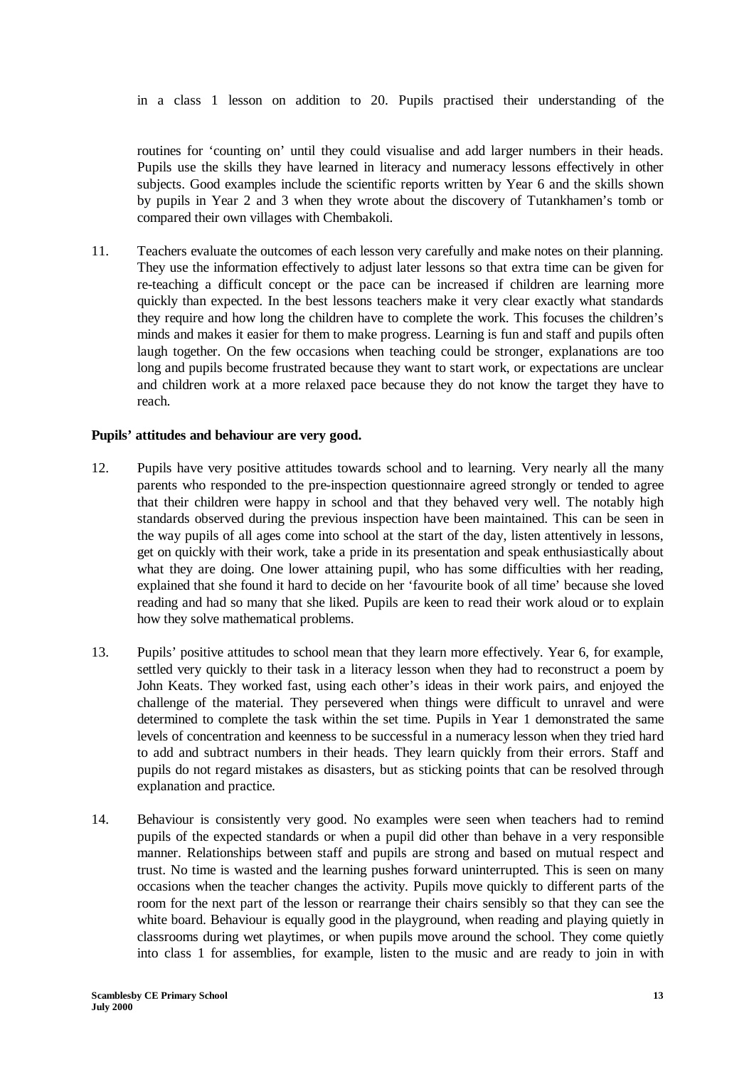in a class 1 lesson on addition to 20. Pupils practised their understanding of the

routines for 'counting on' until they could visualise and add larger numbers in their heads. Pupils use the skills they have learned in literacy and numeracy lessons effectively in other subjects. Good examples include the scientific reports written by Year 6 and the skills shown by pupils in Year 2 and 3 when they wrote about the discovery of Tutankhamen's tomb or compared their own villages with Chembakoli.

11. Teachers evaluate the outcomes of each lesson very carefully and make notes on their planning. They use the information effectively to adjust later lessons so that extra time can be given for re-teaching a difficult concept or the pace can be increased if children are learning more quickly than expected. In the best lessons teachers make it very clear exactly what standards they require and how long the children have to complete the work. This focuses the children's minds and makes it easier for them to make progress. Learning is fun and staff and pupils often laugh together. On the few occasions when teaching could be stronger, explanations are too long and pupils become frustrated because they want to start work, or expectations are unclear and children work at a more relaxed pace because they do not know the target they have to reach.

**Pupils' attitudes and behaviour are very good.**

12. Pupils have very positive attitudes towards school and to learning. Very nearly all the many parents who responded to the pre-inspection questionnaire agreed strongly or tended to agree that their children were happy in school and that they behaved very well. The notably high standards observed during the previous inspection have been maintained. This can be seen in the way pupils of all ages come into school at the start of the day, listen attentively in lessons, get on quickly with their work, take a pride in its presentation and speak enthusiastically about what they are doing. One lower attaining pupil, who has some difficulties with her reading, explained that she found it hard to decide on her 'favourite book of all time' because she loved reading and had so many that she liked. Pupils are keen to read their work aloud or to explain how they solve mathematical problems.

13. Pupils' positive attitudes to school mean that they learn more effectively. Year 6, for example, settled very quickly to their task in a literacy lesson when they had to reconstruct a poem by John Keats. They worked fast, using each other's ideas in their work pairs, and enjoyed the challenge of the material. They persevered when things were difficult to unravel and were determined to complete the task within the set time. Pupils in Year 1 demonstrated the same levels of concentration and keenness to be successful in a numeracy lesson when they tried hard to add and subtract numbers in their heads. They learn quickly from their errors. Staff and pupils do not regard mistakes as disasters, but as sticking points that can be resolved through explanation and practice.

14. Behaviour is consistently very good. No examples were seen when teachers had to remind pupils of the expected standards or when a pupil did other than behave in a very responsible manner. Relationships between staff and pupils are strong and based on mutual respect and trust. No time is wasted and the learning pushes forward uninterrupted. This is seen on many occasions when the teacher changes the activity. Pupils move quickly to different parts of the room for the next part of the lesson or rearrange their chairs sensibly so that they can see the white board. Behaviour is equally good in the playground, when reading and playing quietly in classrooms during wet playtimes, or when pupils move around the school. They come quietly into class 1 for assemblies, for example, listen to the music and are ready to join in with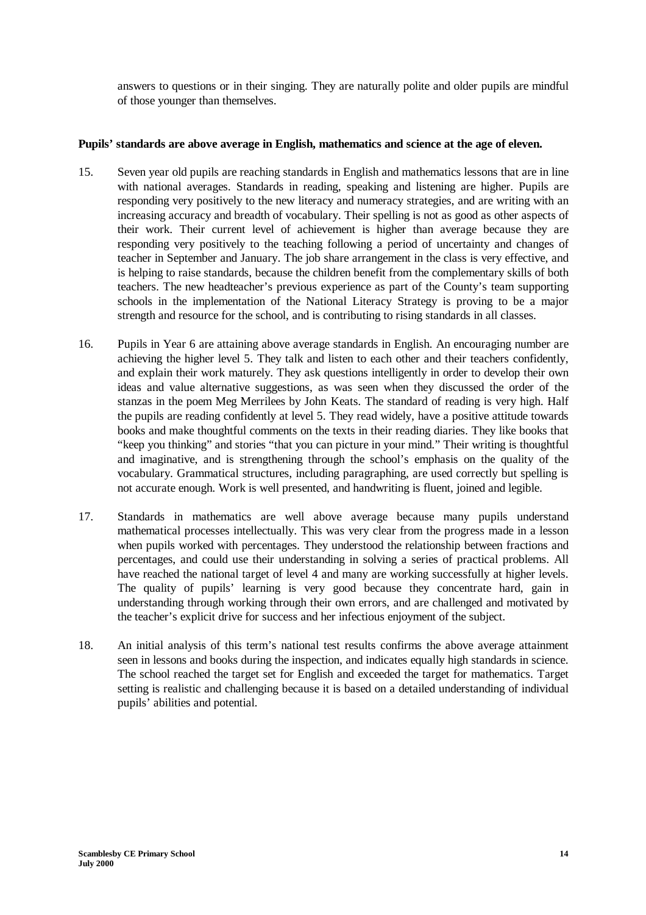answers to questions or in their singing. They are naturally polite and older pupils are mindful of those younger than themselves.

**Pupils' standards are above average in English, mathematics and science at the age of eleven.**

15. Seven year old pupils are reaching standards in English and mathematics lessons that are in line with national averages. Standards in reading, speaking and listening are higher. Pupils are responding very positively to the new literacy and numeracy strategies, and are writing with an increasing accuracy and breadth of vocabulary. Their spelling is not as good as other aspects of their work. Their current level of achievement is higher than average because they are responding very positively to the teaching following a period of uncertainty and changes of teacher in September and January. The job share arrangement in the class is very effective, and is helping to raise standards, because the children benefit from the complementary skills of both teachers. The new headteacher's previous experience as part of the County's team supporting schools in the implementation of the National Literacy Strategy is proving to be a major strength and resource for the school, and is contributing to rising standards in all classes.

16. Pupils in Year 6 are attaining above average standards in English. An encouraging number are achieving the higher level 5. They talk and listen to each other and their teachers confidently, and explain their work maturely. They ask questions intelligently in order to develop their own ideas and value alternative suggestions, as was seen when they discussed the order of the stanzas in the poem Meg Merrilees by John Keats. The standard of reading is very high. Half the pupils are reading confidently at level 5. They read widely, have a positive attitude towards books and make thoughtful comments on the texts in their reading diaries. They like books that "keep you thinking" and stories "that you can picture in your mind." Their writing is thoughtful and imaginative, and is strengthening through the school's emphasis on the quality of the vocabulary. Grammatical structures, including paragraphing, are used correctly but spelling is not accurate enough. Work is well presented, and handwriting is fluent, joined and legible.

17. Standards in mathematics are well above average because many pupils understand mathematical processes intellectually. This was very clear from the progress made in a lesson when pupils worked with percentages. They understood the relationship between fractions and percentages, and could use their understanding in solving a series of practical problems. All have reached the national target of level 4 and many are working successfully at higher levels. The quality of pupils' learning is very good because they concentrate hard, gain in understanding through working through their own errors, and are challenged and motivated by the teacher's explicit drive for success and her infectious enjoyment of the subject.

18. An initial analysis of this term's national test results confirms the above average attainment seen in lessons and books during the inspection, and indicates equally high standards in science. The school reached the target set for English and exceeded the target for mathematics. Target setting is realistic and challenging because it is based on a detailed understanding of individual pupils' abilities and potential.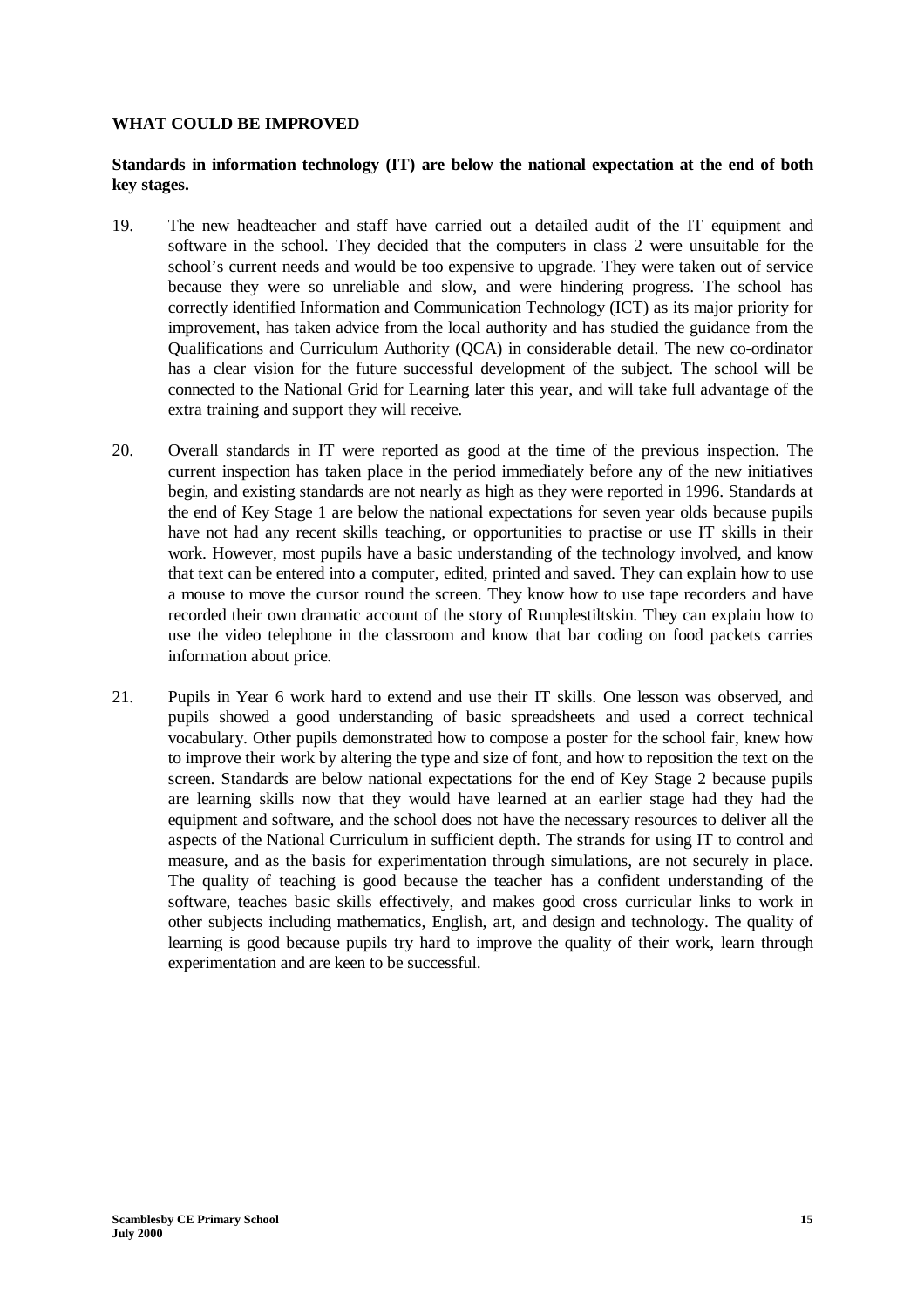## WHAT COULD BE IMPROVED

**Standards in information technology (IT) are below the national expectation at the end of both key stages.**

19. The new headteacher and staff have carried out a detailed audit of the IT equipment and software in the school. They decided that the computers in class 2 were unsuitable for the school's current needs and would be too expensive to upgrade. They were taken out of service because they were so unreliable and slow, and were hindering progress. The school has correctly identified Information and Communication Technology (ICT) as its major priority for improvement, has taken advice from the local authority and has studied the guidance from the Qualifications and Curriculum Authority (QCA) in considerable detail. The new co-ordinator has a clear vision for the future successful development of the subject. The school will be connected to the National Grid for Learning later this year, and will take full advantage of the extra training and support they will receive.

20. Overall standards in IT were reported as good at the time of the previous inspection. The current inspection has taken place in the period immediately before any of the new initiatives begin, and existing standards are not nearly as high as they were reported in 1996. Standards at the end of Key Stage 1 are below the national expectations for seven year olds because pupils have not had any recent skills teaching, or opportunities to practise or use IT skills in their work. However, most pupils have a basic understanding of the technology involved, and know that text can be entered into a computer, edited, printed and saved. They can explain how to use a mouse to move the cursor round the screen. They know how to use tape recorders and have recorded their own dramatic account of the story of Rumplestiltskin. They can explain how to use the video telephone in the classroom and know that bar coding on food packets carries information about price.

21. Pupils in Year 6 work hard to extend and use their IT skills. One lesson was observed, and pupils showed a good understanding of basic spreadsheets and used a correct technical vocabulary. Other pupils demonstrated how to compose a poster for the school fair, knew how to improve their work by altering the type and size of font, and how to reposition the text on the screen. Standards are below national expectations for the end of Key Stage 2 because pupils are learning skills now that they would have learned at an earlier stage had they had the equipment and software, and the school does not have the necessary resources to deliver all the aspects of the National Curriculum in sufficient depth. The strands for using IT to control and measure, and as the basis for experimentation through simulations, are not securely in place. The quality of teaching is good because the teacher has a confident understanding of the software, teaches basic skills effectively, and makes good cross curricular links to work in other subjects including mathematics, English, art, and design and technology. The quality of learning is good because pupils try hard to improve the quality of their work, learn through experimentation and are keen to be successful.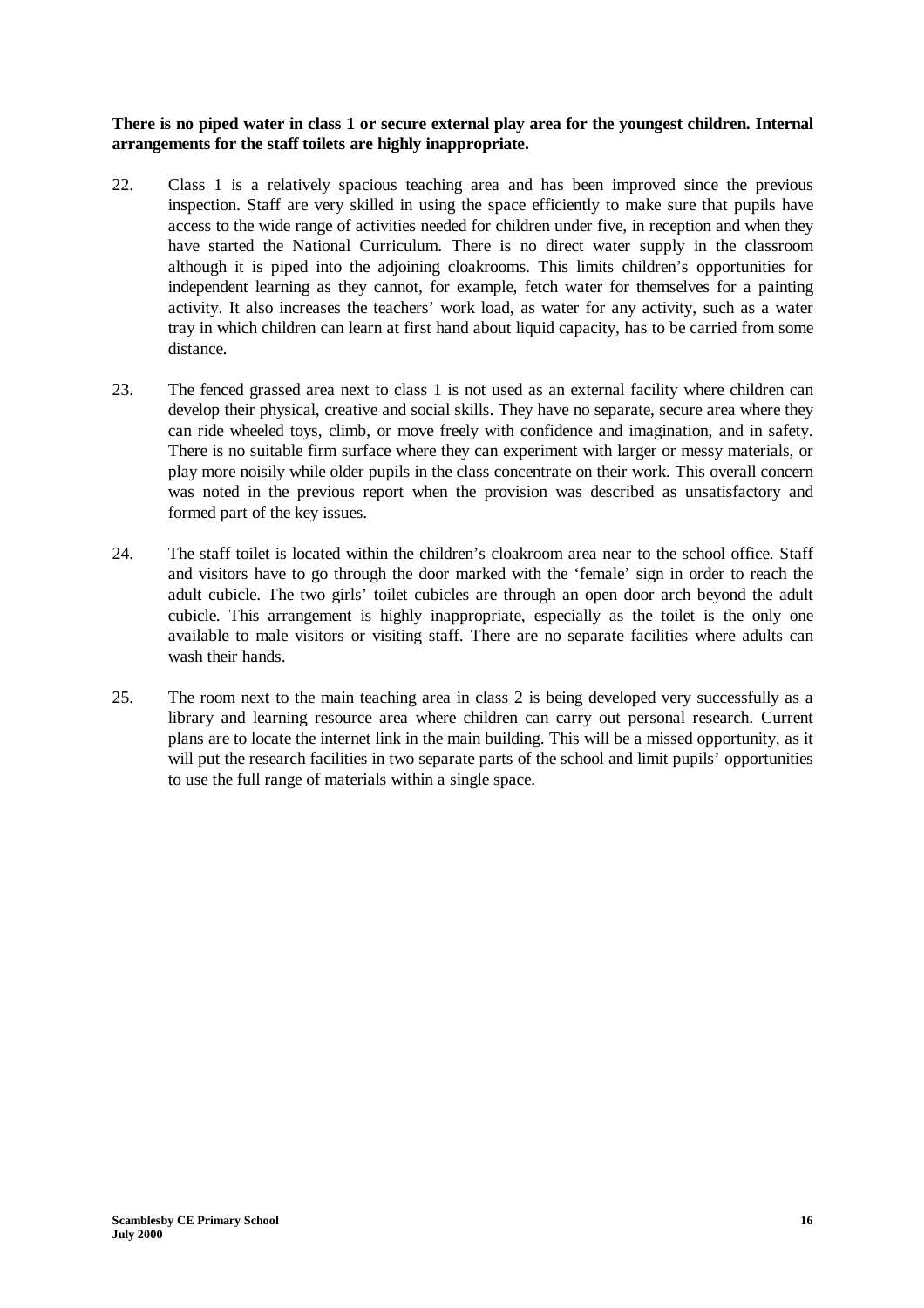**There is no piped water in class 1 or secure external play area for the youngest children. Internal arrangements for the staff toilets are highly inappropriate.**

22. Class 1 is a relatively spacious teaching area and has been improved since the previous inspection. Staff are very skilled in using the space efficiently to make sure that pupils have access to the wide range of activities needed for children under five, in reception and when they have started the National Curriculum. There is no direct water supply in the classroom although it is piped into the adjoining cloakrooms. This limits children's opportunities for independent learning as they cannot, for example, fetch water for themselves for a painting activity. It also increases the teachers' work load, as water for any activity, such as a water tray in which children can learn at first hand about liquid capacity, has to be carried from some distance.

23. The fenced grassed area next to class 1 is not used as an external facility where children can develop their physical, creative and social skills. They have no separate, secure area where they can ride wheeled toys, climb, or move freely with confidence and imagination, and in safety. There is no suitable firm surface where they can experiment with larger or messy materials, or play more noisily while older pupils in the class concentrate on their work. This overall concern was noted in the previous report when the provision was described as unsatisfactory and formed part of the key issues.

24. The staff toilet is located within the children's cloakroom area near to the school office. Staff and visitors have to go through the door marked with the 'female' sign in order to reach the adult cubicle. The two girls' toilet cubicles are through an open door arch beyond the adult cubicle. This arrangement is highly inappropriate, especially as the toilet is the only one available to male visitors or visiting staff. There are no separate facilities where adults can wash their hands.

25. The room next to the main teaching area in class 2 is being developed very successfully as a library and learning resource area where children can carry out personal research. Current plans are to locate the internet link in the main building. This will be a missed opportunity, as it will put the research facilities in two separate parts of the school and limit pupils' opportunities to use the full range of materials within a single space.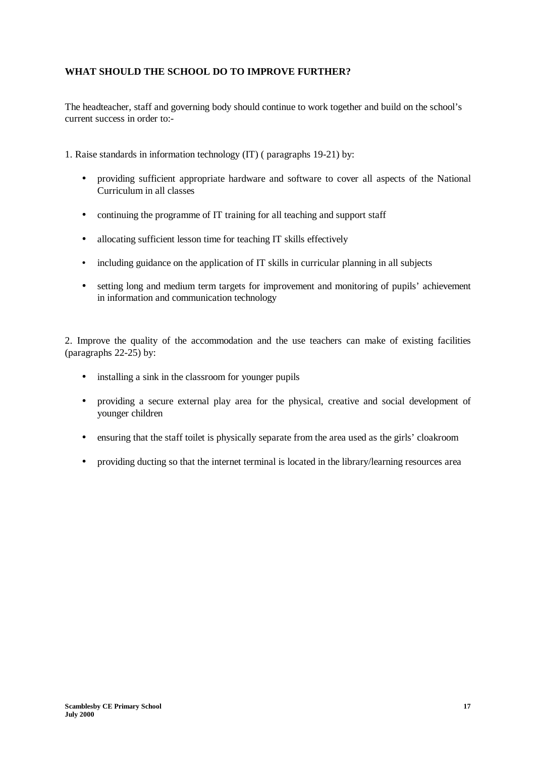## WHAT SHOULD THE SCHOOL DO TO IMPROVE FURTHER?

The headteacher, staff and governing body should continue to work together and build on the school's current success in order to:-

1. Raise standards in information technology (IT) ( paragraphs 19-21) by:

- providing sufficient appropriate hardware and software to cover all aspects of the National Curriculum in all classes
- continuing the programme of IT training for all teaching and support staff
- allocating sufficient lesson time for teaching IT skills effectively
- including guidance on the application of IT skills in curricular planning in all subjects
- setting long and medium term targets for improvement and monitoring of pupils' achievement in information and communication technology

2. Improve the quality of the accommodation and the use teachers can make of existing facilities (paragraphs 22-25) by:

- installing a sink in the classroom for younger pupils
- providing a secure external play area for the physical, creative and social development of younger children
- ensuring that the staff toilet is physically separate from the area used as the girls' cloakroom
- providing ducting so that the internet terminal is located in the library/learning resources area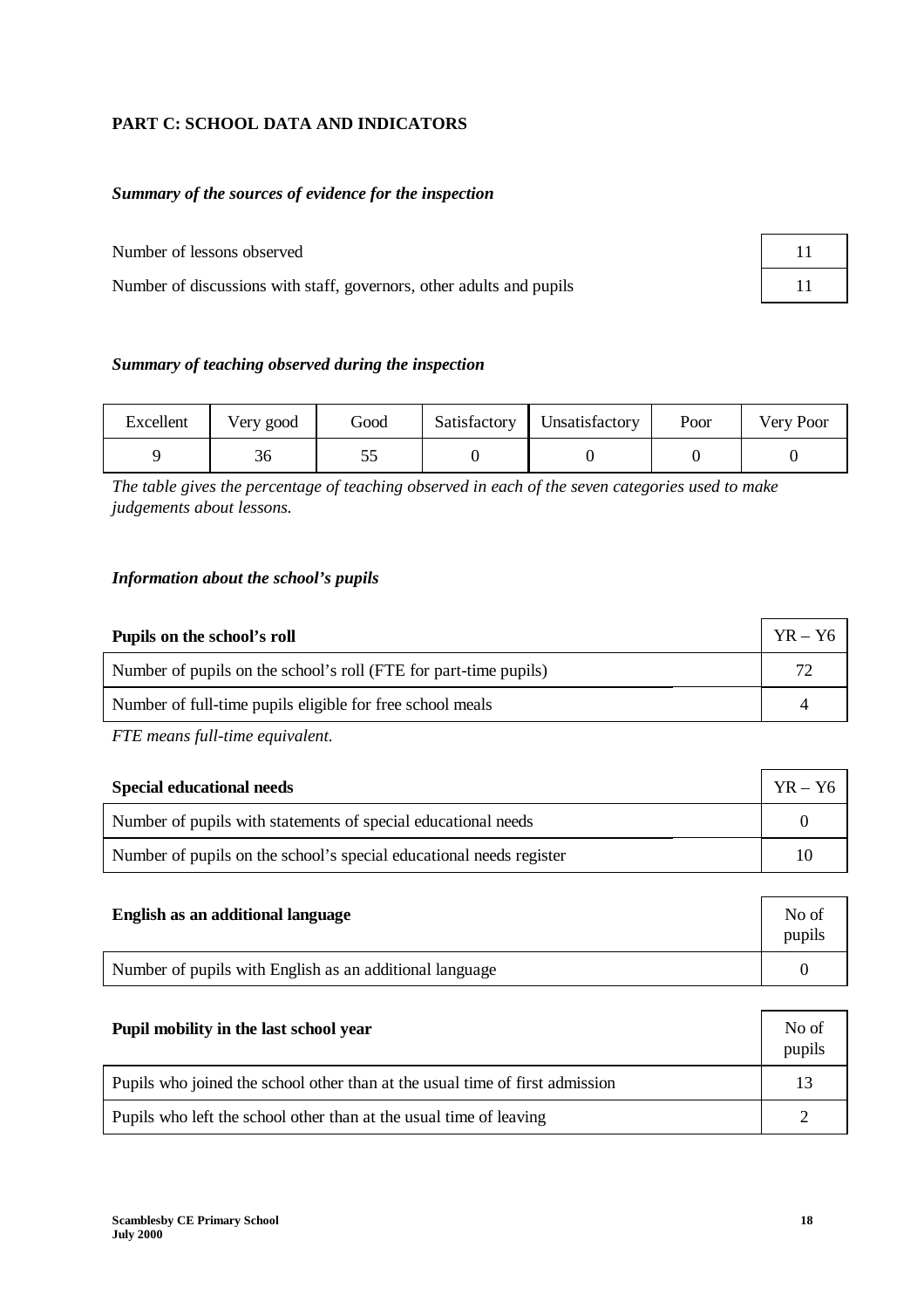## PART C: SCHOOL DATA AND INDICATORS

### *Summary of the sources of evidence for the inspection*

| | |
|---|---|
| Number of lessons observed | 11 |
| Number of discussions with staff, governors, other adults and pupils | 11 |

### *Summary of teaching observed during the inspection*

| Excellent | Very good | Good | Satisfactory | Unsatisfactory | Poor | Very Poor |
|---|---|---|---|---|---|---|
| 9 | 36 | 55 | 0 | 0 | 0 | 0 |

*The table gives the percentage of teaching observed in each of the seven categories used to make judgements about lessons.*

### *Information about the school's pupils*

| **Pupils on the school's roll** | YR – Y6 |
|---|---|
| Number of pupils on the school's roll (FTE for part-time pupils) | 72 |
| Number of full-time pupils eligible for free school meals | 4 |

*FTE means full-time equivalent.*

| **Special educational needs** | YR – Y6 |
|---|---|
| Number of pupils with statements of special educational needs | 0 |
| Number of pupils on the school's special educational needs register | 10 |

| **English as an additional language** | No of pupils |
|---|---|
| Number of pupils with English as an additional language | 0 |

| **Pupil mobility in the last school year** | No of pupils |
|---|---|
| Pupils who joined the school other than at the usual time of first admission | 13 |
| Pupils who left the school other than at the usual time of leaving | 2 |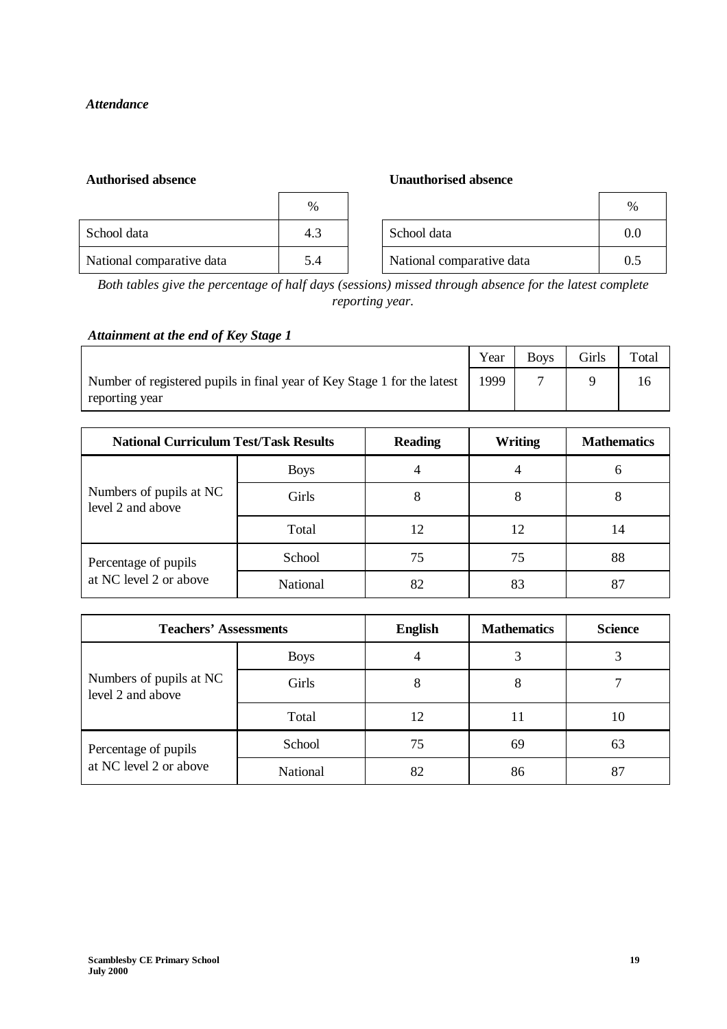*Attendance*

**Authorised absence**

| | % |
|---|---|
| School data | 4.3 |
| National comparative data | 5.4 |

**Unauthorised absence**

| | % |
|---|---|
| School data | 0.0 |
| National comparative data | 0.5 |

*Both tables give the percentage of half days (sessions) missed through absence for the latest complete reporting year.*

*Attainment at the end of Key Stage 1*

| | Year | Boys | Girls | Total |
|---|---|---|---|---|
| Number of registered pupils in final year of Key Stage 1 for the latest reporting year | 1999 | 7 | 9 | 16 |

| National Curriculum Test/Task Results | | Reading | Writing | Mathematics |
|---|---|---|---|---|
| Numbers of pupils at NC level 2 and above | Boys | 4 | 4 | 6 |
| | Girls | 8 | 8 | 8 |
| | Total | 12 | 12 | 14 |
| Percentage of pupils at NC level 2 or above | School | 75 | 75 | 88 |
| | National | 82 | 83 | 87 |

| Teachers' Assessments | | English | Mathematics | Science |
|---|---|---|---|---|
| Numbers of pupils at NC level 2 and above | Boys | 4 | 3 | 3 |
| | Girls | 8 | 8 | 7 |
| | Total | 12 | 11 | 10 |
| Percentage of pupils at NC level 2 or above | School | 75 | 69 | 63 |
| | National | 82 | 86 | 87 |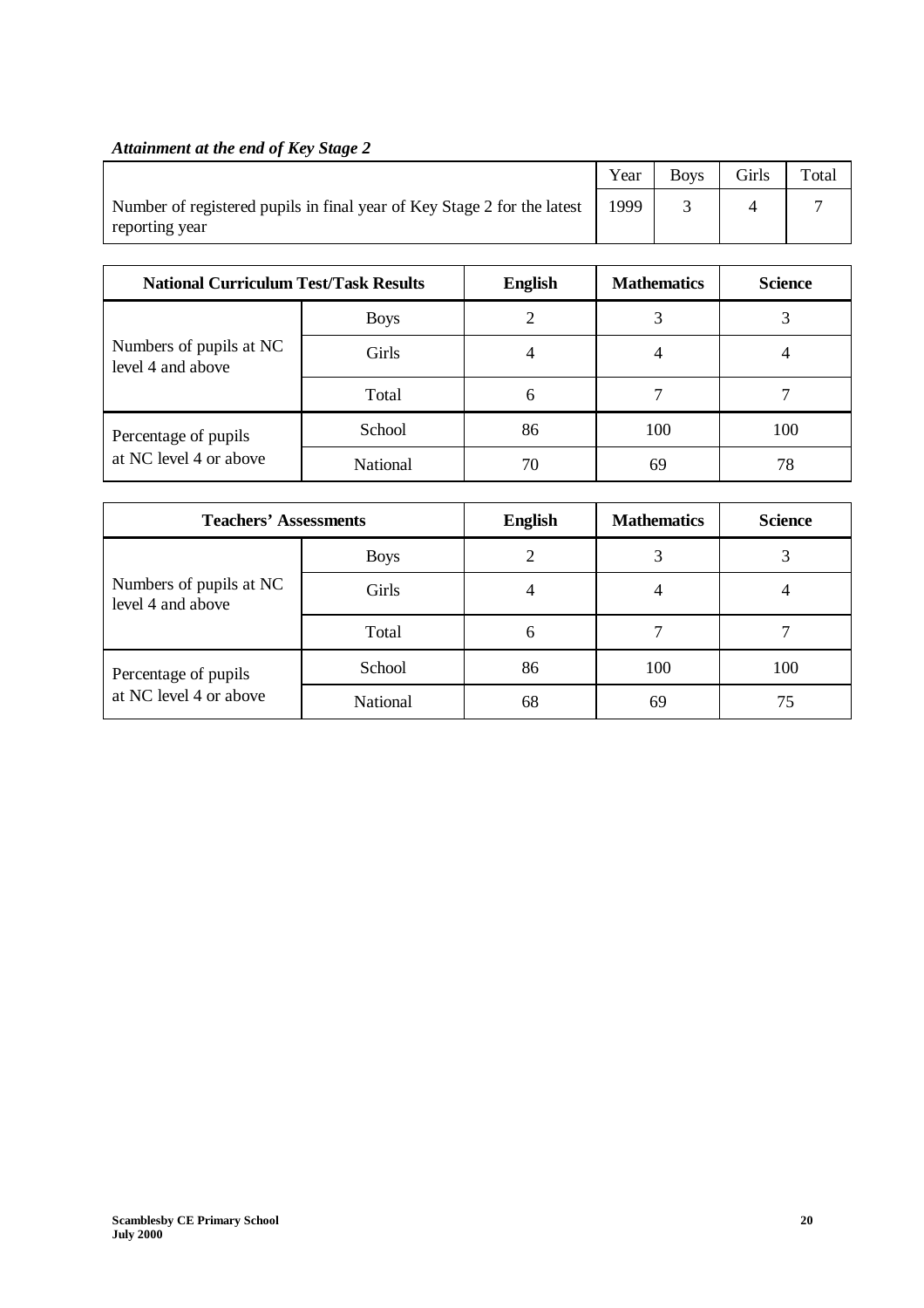*Attainment at the end of Key Stage 2*

| | Year | Boys | Girls | Total |
|---|---|---|---|---|
| Number of registered pupils in final year of Key Stage 2 for the latest reporting year | 1999 | 3 | 4 | 7 |

| National Curriculum Test/Task Results | | English | Mathematics | Science |
|---|---|---|---|---|
| Numbers of pupils at NC level 4 and above | Boys | 2 | 3 | 3 |
| | Girls | 4 | 4 | 4 |
| | Total | 6 | 7 | 7 |
| Percentage of pupils at NC level 4 or above | School | 86 | 100 | 100 |
| | National | 70 | 69 | 78 |

| Teachers' Assessments | | English | Mathematics | Science |
|---|---|---|---|---|
| Numbers of pupils at NC level 4 and above | Boys | 2 | 3 | 3 |
| | Girls | 4 | 4 | 4 |
| | Total | 6 | 7 | 7 |
| Percentage of pupils at NC level 4 or above | School | 86 | 100 | 100 |
| | National | 68 | 69 | 75 |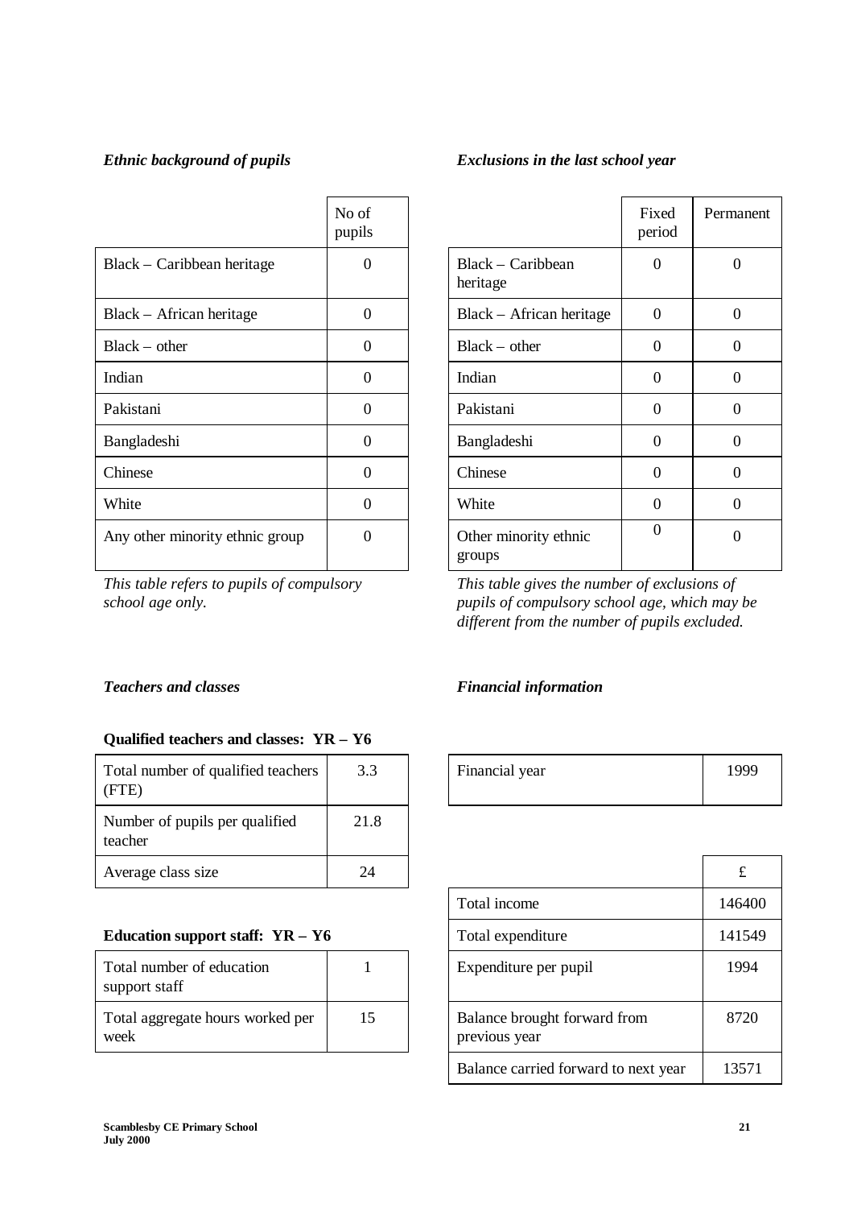*Ethnic background of pupils*

| | No of pupils |
|---|---|
| Black – Caribbean heritage | 0 |
| Black – African heritage | 0 |
| Black – other | 0 |
| Indian | 0 |
| Pakistani | 0 |
| Bangladeshi | 0 |
| Chinese | 0 |
| White | 0 |
| Any other minority ethnic group | 0 |

*This table refers to pupils of compulsory school age only.*

*Exclusions in the last school year*

| | Fixed period | Permanent |
|---|---|---|
| Black – Caribbean heritage | 0 | 0 |
| Black – African heritage | 0 | 0 |
| Black – other | 0 | 0 |
| Indian | 0 | 0 |
| Pakistani | 0 | 0 |
| Bangladeshi | 0 | 0 |
| Chinese | 0 | 0 |
| White | 0 | 0 |
| Other minority ethnic groups | 0 | 0 |

*This table gives the number of exclusions of pupils of compulsory school age, which may be different from the number of pupils excluded.*

*Teachers and classes*

**Qualified teachers and classes: YR – Y6**

| | |
|---|---|
| Total number of qualified teachers (FTE) | 3.3 |
| Number of pupils per qualified teacher | 21.8 |
| Average class size | 24 |

**Education support staff: YR – Y6**

| | |
|---|---|
| Total number of education support staff | 1 |
| Total aggregate hours worked per week | 15 |

*Financial information*

| | |
|---|---|
| Financial year | 1999 |

| | £ |
|---|---|
| Total income | 146400 |
| Total expenditure | 141549 |
| Expenditure per pupil | 1994 |
| Balance brought forward from previous year | 8720 |
| Balance carried forward to next year | 13571 |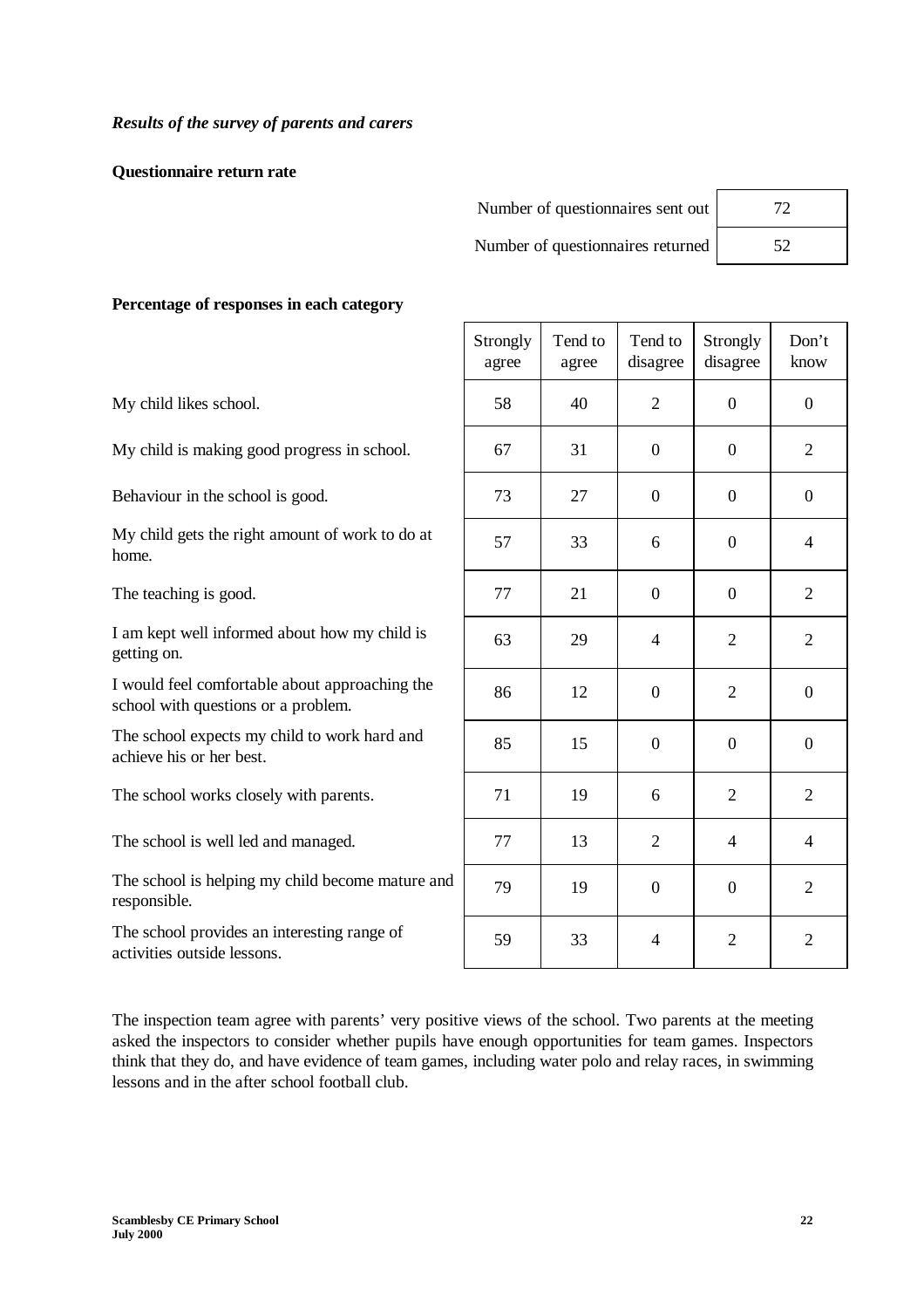*Results of the survey of parents and carers*

**Questionnaire return rate**

| | |
|---|---|
| Number of questionnaires sent out | 72 |
| Number of questionnaires returned | 52 |

**Percentage of responses in each category**

| | Strongly agree | Tend to agree | Tend to disagree | Strongly disagree | Don't know |
|---|---|---|---|---|---|
| My child likes school. | 58 | 40 | 2 | 0 | 0 |
| My child is making good progress in school. | 67 | 31 | 0 | 0 | 2 |
| Behaviour in the school is good. | 73 | 27 | 0 | 0 | 0 |
| My child gets the right amount of work to do at home. | 57 | 33 | 6 | 0 | 4 |
| The teaching is good. | 77 | 21 | 0 | 0 | 2 |
| I am kept well informed about how my child is getting on. | 63 | 29 | 4 | 2 | 2 |
| I would feel comfortable about approaching the school with questions or a problem. | 86 | 12 | 0 | 2 | 0 |
| The school expects my child to work hard and achieve his or her best. | 85 | 15 | 0 | 0 | 0 |
| The school works closely with parents. | 71 | 19 | 6 | 2 | 2 |
| The school is well led and managed. | 77 | 13 | 2 | 4 | 4 |
| The school is helping my child become mature and responsible. | 79 | 19 | 0 | 0 | 2 |
| The school provides an interesting range of activities outside lessons. | 59 | 33 | 4 | 2 | 2 |

The inspection team agree with parents' very positive views of the school. Two parents at the meeting asked the inspectors to consider whether pupils have enough opportunities for team games. Inspectors think that they do, and have evidence of team games, including water polo and relay races, in swimming lessons and in the after school football club.